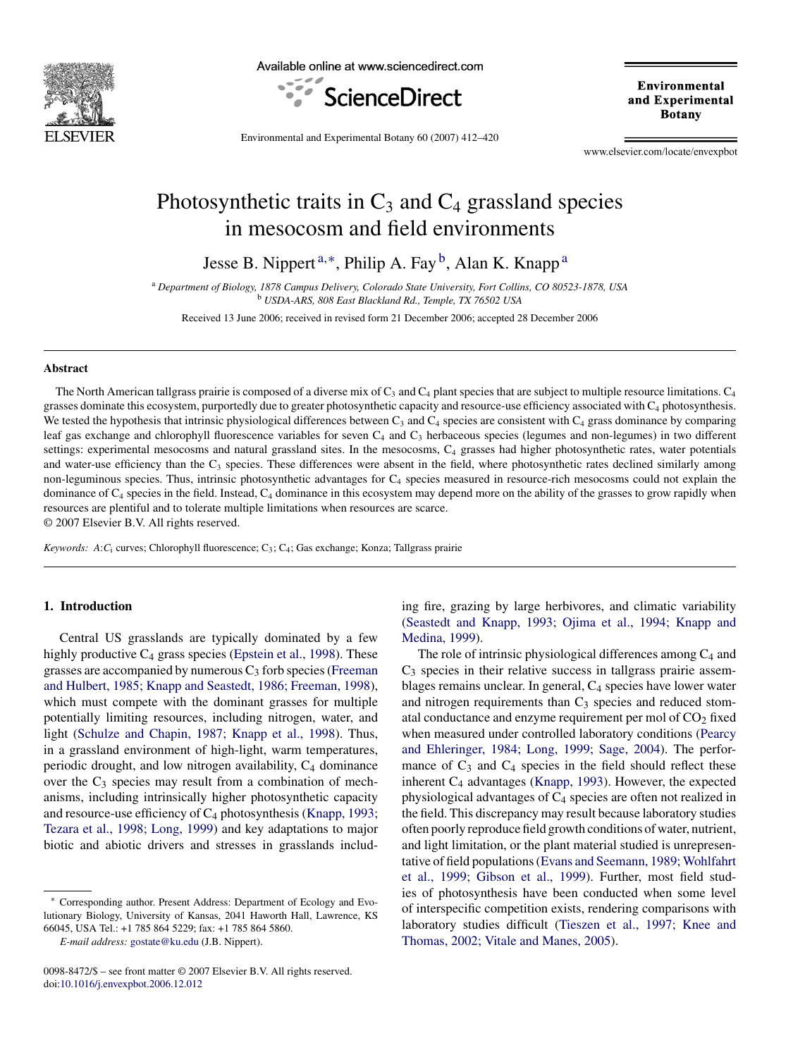# Photosynthetic traits in $C_3$ and $C_4$ grassland species in mesocosm and field environments

Jesse B. Nippert[a,*], Philip A. Fay[b], Alan K. Knapp[a]

[a] *Department of Biology, 1878 Campus Delivery, Colorado State University, Fort Collins, CO 80523-1878, USA*
[b] *USDA-ARS, 808 East Blackland Rd., Temple, TX 76502 USA*

Received 13 June 2006; received in revised form 21 December 2006; accepted 28 December 2006

## Abstract

The North American tallgrass prairie is composed of a diverse mix of $C_3$ and $C_4$ plant species that are subject to multiple resource limitations. $C_4$ grasses dominate this ecosystem, purportedly due to greater photosynthetic capacity and resource-use efficiency associated with $C_4$ photosynthesis. We tested the hypothesis that intrinsic physiological differences between $C_3$ and $C_4$ species are consistent with $C_4$ grass dominance by comparing leaf gas exchange and chlorophyll fluorescence variables for seven $C_4$ and $C_3$ herbaceous species (legumes and non-legumes) in two different settings: experimental mesocosms and natural grassland sites. In the mesocosms, $C_4$ grasses had higher photosynthetic rates, water potentials and water-use efficiency than the $C_3$ species. These differences were absent in the field, where photosynthetic rates declined similarly among non-leguminous species. Thus, intrinsic photosynthetic advantages for $C_4$ species measured in resource-rich mesocosms could not explain the dominance of $C_4$ species in the field. Instead, $C_4$ dominance in this ecosystem may depend more on the ability of the grasses to grow rapidly when resources are plentiful and to tolerate multiple limitations when resources are scarce.

© 2007 Elsevier B.V. All rights reserved.

*Keywords:* $A$:$C_i$ curves; Chlorophyll fluorescence; $C_3$; $C_4$; Gas exchange; Konza; Tallgrass prairie

## 1. Introduction

Central US grasslands are typically dominated by a few highly productive $C_4$ grass species (Epstein et al., 1998). These grasses are accompanied by numerous $C_3$ forb species (Freeman and Hulbert, 1985; Knapp and Seastedt, 1986; Freeman, 1998), which must compete with the dominant grasses for multiple potentially limiting resources, including nitrogen, water, and light (Schulze and Chapin, 1987; Knapp et al., 1998). Thus, in a grassland environment of high-light, warm temperatures, periodic drought, and low nitrogen availability, $C_4$ dominance over the $C_3$ species may result from a combination of mechanisms, including intrinsically higher photosynthetic capacity and resource-use efficiency of $C_4$ photosynthesis (Knapp, 1993; Tezara et al., 1998; Long, 1999) and key adaptations to major biotic and abiotic drivers and stresses in grasslands including fire, grazing by large herbivores, and climatic variability (Seastedt and Knapp, 1993; Ojima et al., 1994; Knapp and Medina, 1999).

The role of intrinsic physiological differences among $C_4$ and $C_3$ species in their relative success in tallgrass prairie assemblages remains unclear. In general, $C_4$ species have lower water and nitrogen requirements than $C_3$ species and reduced stomatal conductance and enzyme requirement per mol of $CO_2$ fixed when measured under controlled laboratory conditions (Pearcy and Ehleringer, 1984; Long, 1999; Sage, 2004). The performance of $C_3$ and $C_4$ species in the field should reflect these inherent $C_4$ advantages (Knapp, 1993). However, the expected physiological advantages of $C_4$ species are often not realized in the field. This discrepancy may result because laboratory studies often poorly reproduce field growth conditions of water, nutrient, and light limitation, or the plant material studied is unrepresentative of field populations (Evans and Seemann, 1989; Wohlfahrt et al., 1999; Gibson et al., 1999). Further, most field studies of photosynthesis have been conducted when some level of interspecific competition exists, rendering comparisons with laboratory studies difficult (Tieszen et al., 1997; Knee and Thomas, 2002; Vitale and Manes, 2005).

\* Corresponding author. Present Address: Department of Ecology and Evolutionary Biology, University of Kansas, 2041 Haworth Hall, Lawrence, KS 66045, USA Tel.: +1 785 864 5229; fax: +1 785 864 5860.

*E-mail address:* gostate@ku.edu (J.B. Nippert).

0098-8472/$ – see front matter © 2007 Elsevier B.V. All rights reserved.
doi:10.1016/j.envexpbot.2006.12.012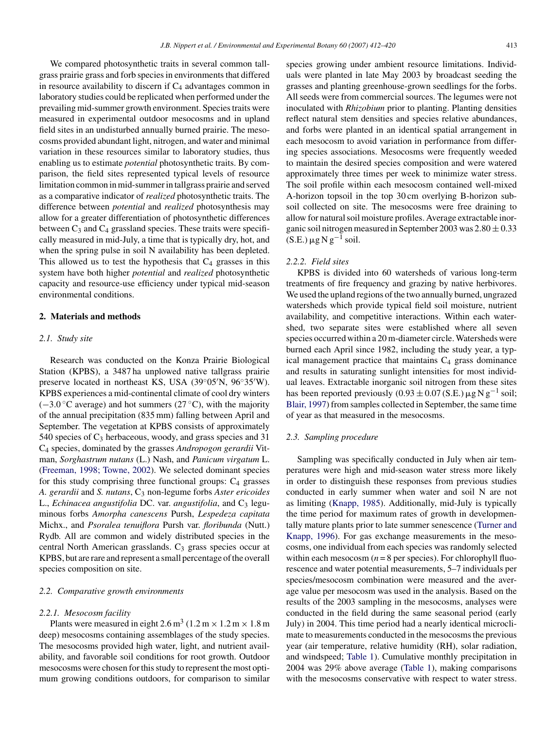We compared photosynthetic traits in several common tallgrass prairie grass and forb species in environments that differed in resource availability to discern if $C_4$ advantages common in laboratory studies could be replicated when performed under the prevailing mid-summer growth environment. Species traits were measured in experimental outdoor mesocosms and in upland field sites in an undisturbed annually burned prairie. The mesocosms provided abundant light, nitrogen, and water and minimal variation in these resources similar to laboratory studies, thus enabling us to estimate *potential* photosynthetic traits. By comparison, the field sites represented typical levels of resource limitation common in mid-summer in tallgrass prairie and served as a comparative indicator of *realized* photosynthetic traits. The difference between *potential* and *realized* photosynthesis may allow for a greater differentiation of photosynthetic differences between $C_3$ and $C_4$ grassland species. These traits were specifically measured in mid-July, a time that is typically dry, hot, and when the spring pulse in soil N availability has been depleted. This allowed us to test the hypothesis that $C_4$ grasses in this system have both higher *potential* and *realized* photosynthetic capacity and resource-use efficiency under typical mid-season environmental conditions.

## 2. Materials and methods

### 2.1. Study site

Research was conducted on the Konza Prairie Biological Station (KPBS), a 3487 ha unplowed native tallgrass prairie preserve located in northeast KS, USA (39°05′N, 96°35′W). KPBS experiences a mid-continental climate of cool dry winters (−3.0 °C average) and hot summers (27 °C), with the majority of the annual precipitation (835 mm) falling between April and September. The vegetation at KPBS consists of approximately 540 species of $C_3$ herbaceous, woody, and grass species and 31 $C_4$ species, dominated by the grasses *Andropogon gerardii* Vitman, *Sorghastrum nutans* (L.) Nash, and *Panicum virgatum* L. (Freeman, 1998; Towne, 2002). We selected dominant species for this study comprising three functional groups: $C_4$ grasses *A. gerardii* and *S. nutans*, $C_3$ non-legume forbs *Aster ericoides* L., *Echinacea angustifolia* DC. var. *angustifolia*, and $C_3$ leguminous forbs *Amorpha canescens* Pursh, *Lespedeza capitata* Michx., and *Psoralea tenuiflora* Pursh var. *floribunda* (Nutt.) Rydb. All are common and widely distributed species in the central North American grasslands. $C_3$ grass species occur at KPBS, but are rare and represent a small percentage of the overall species composition on site.

### 2.2. Comparative growth environments

#### 2.2.1. Mesocosm facility

Plants were measured in eight 2.6 $m^3$ (1.2 m × 1.2 m × 1.8 m deep) mesocosms containing assemblages of the study species. The mesocosms provided high water, light, and nutrient availability, and favorable soil conditions for root growth. Outdoor mesocosms were chosen for this study to represent the most optimum growing conditions outdoors, for comparison to similar species growing under ambient resource limitations. Individuals were planted in late May 2003 by broadcast seeding the grasses and planting greenhouse-grown seedlings for the forbs. All seeds were from commercial sources. The legumes were not inoculated with *Rhizobium* prior to planting. Planting densities reflect natural stem densities and species relative abundances, and forbs were planted in an identical spatial arrangement in each mesocosm to avoid variation in performance from differing species associations. Mesocosms were frequently weeded to maintain the desired species composition and were watered approximately three times per week to minimize water stress. The soil profile within each mesocosm contained well-mixed A-horizon topsoil in the top 30 cm overlying B-horizon subsoil collected on site. The mesocosms were free draining to allow for natural soil moisture profiles. Average extractable inorganic soil nitrogen measured in September 2003 was 2.80 ± 0.33 (S.E.) μg N $g^{-1}$ soil.

#### 2.2.2. Field sites

KPBS is divided into 60 watersheds of various long-term treatments of fire frequency and grazing by native herbivores. We used the upland regions of the two annually burned, ungrazed watersheds which provide typical field soil moisture, nutrient availability, and competitive interactions. Within each watershed, two separate sites were established where all seven species occurred within a 20 m-diameter circle. Watersheds were burned each April since 1982, including the study year, a typical management practice that maintains $C_4$ grass dominance and results in saturating sunlight intensities for most individual leaves. Extractable inorganic soil nitrogen from these sites has been reported previously (0.93 ± 0.07 (S.E.) μg N $g^{-1}$ soil; Blair, 1997) from samples collected in September, the same time of year as that measured in the mesocosms.

### 2.3. Sampling procedure

Sampling was specifically conducted in July when air temperatures were high and mid-season water stress more likely in order to distinguish these responses from previous studies conducted in early summer when water and soil N are not as limiting (Knapp, 1985). Additionally, mid-July is typically the time period for maximum rates of growth in developmentally mature plants prior to late summer senescence (Turner and Knapp, 1996). For gas exchange measurements in the mesocosms, one individual from each species was randomly selected within each mesocosm ($n = 8$ per species). For chlorophyll fluorescence and water potential measurements, 5–7 individuals per species/mesocosm combination were measured and the average value per mesocosm was used in the analysis. Based on the results of the 2003 sampling in the mesocosms, analyses were conducted in the field during the same seasonal period (early July) in 2004. This time period had a nearly identical microclimate to measurements conducted in the mesocosms the previous year (air temperature, relative humidity (RH), solar radiation, and windspeed; Table 1). Cumulative monthly precipitation in 2004 was 29% above average (Table 1), making comparisons with the mesocosms conservative with respect to water stress.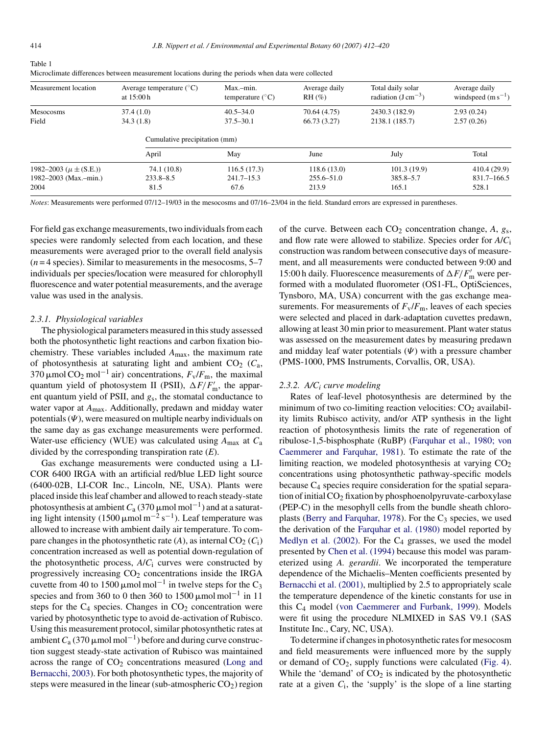Table 1
Microclimate differences between measurement locations during the periods when data were collected

| Measurement location | Average temperature (°C) at 15:00 h | Max.–min. temperature (°C) | Average daily RH (%) | Total daily solar radiation ($J\,cm^{-3}$) | Average daily windspeed ($m\,s^{-1}$) |
|---|---|---|---|---|---|
| Mesocosms | 37.4 (1.0) | 40.5–34.0 | 70.64 (4.75) | 2430.3 (182.9) | 2.93 (0.24) |
| Field | 34.3 (1.8) | 37.5–30.1 | 66.73 (3.27) | 2138.1 (185.7) | 2.57 (0.26) |
| | Cumulative precipitation (mm) | | | | |
| | April | May | June | July | Total |
| 1982–2003 ($\mu \pm$ (S.E.)) | 74.1 (10.8) | 116.5 (17.3) | 118.6 (13.0) | 101.3 (19.9) | 410.4 (29.9) |
| 1982–2003 (Max.–min.) | 233.8–8.5 | 241.7–15.3 | 255.6–51.0 | 385.8–5.7 | 831.7–166.5 |
| 2004 | 81.5 | 67.6 | 213.9 | 165.1 | 528.1 |

*Notes*: Measurements were performed 07/12–19/03 in the mesocosms and 07/16–23/04 in the field. Standard errors are expressed in parentheses.

For field gas exchange measurements, two individuals from each species were randomly selected from each location, and these measurements were averaged prior to the overall field analysis ($n = 4$ species). Similar to measurements in the mesocosms, 5–7 individuals per species/location were measured for chlorophyll fluorescence and water potential measurements, and the average value was used in the analysis.

### 2.3.1. Physiological variables

The physiological parameters measured in this study assessed both the photosynthetic light reactions and carbon fixation biochemistry. These variables included $A_{max}$, the maximum rate of photosynthesis at saturating light and ambient $CO_2$ ($C_a$, 370 $\mu mol\,CO_2\,mol^{-1}$ air) concentrations, $F_v/F_m$, the maximal quantum yield of photosystem II (PSII), $\Delta F/F'_m$, the apparent quantum yield of PSII, and $g_s$, the stomatal conductance to water vapor at $A_{max}$. Additionally, predawn and midday water potentials ($\Psi$), were measured on multiple nearby individuals on the same day as gas exchange measurements were performed. Water-use efficiency (WUE) was calculated using $A_{max}$ at $C_a$ divided by the corresponding transpiration rate ($E$).

Gas exchange measurements were conducted using a LI-COR 6400 IRGA with an artificial red/blue LED light source (6400-02B, LI-COR Inc., Lincoln, NE, USA). Plants were placed inside this leaf chamber and allowed to reach steady-state photosynthesis at ambient $C_a$ (370 $\mu mol\,mol^{-1}$) and at a saturating light intensity (1500 $\mu mol\,m^{-2}\,s^{-1}$). Leaf temperature was allowed to increase with ambient daily air temperature. To compare changes in the photosynthetic rate ($A$), as internal $CO_2$ ($C_i$) concentration increased as well as potential down-regulation of the photosynthetic process, $A/C_i$ curves were constructed by progressively increasing $CO_2$ concentrations inside the IRGA cuvette from 40 to 1500 $\mu mol\,mol^{-1}$ in twelve steps for the $C_3$ species and from 360 to 0 then 360 to 1500 $\mu mol\,mol^{-1}$ in 11 steps for the $C_4$ species. Changes in $CO_2$ concentration were varied by photosynthetic type to avoid de-activation of Rubisco. Using this measurement protocol, similar photosynthetic rates at ambient $C_a$ (370 $\mu mol\,mol^{-1}$) before and during curve construction suggest steady-state activation of Rubisco was maintained across the range of $CO_2$ concentrations measured (Long and Bernacchi, 2003). For both photosynthetic types, the majority of steps were measured in the linear (sub-atmospheric $CO_2$) region of the curve. Between each $CO_2$ concentration change, $A$, $g_s$, and flow rate were allowed to stabilize. Species order for $A/C_i$ construction was random between consecutive days of measurement, and all measurements were conducted between 9:00 and 15:00 h daily. Fluorescence measurements of $\Delta F/F'_m$ were performed with a modulated fluorometer (OS1-FL, OptiSciences, Tynsboro, MA, USA) concurrent with the gas exchange measurements. For measurements of $F_v/F_m$, leaves of each species were selected and placed in dark-adaptation cuvettes predawn, allowing at least 30 min prior to measurement. Plant water status was assessed on the measurement dates by measuring predawn and midday leaf water potentials ($\Psi$) with a pressure chamber (PMS-1000, PMS Instruments, Corvallis, OR, USA).

### 2.3.2. $A/C_i$ curve modeling

Rates of leaf-level photosynthesis are determined by the minimum of two co-limiting reaction velocities: $CO_2$ availability limits Rubisco activity, and/or ATP synthesis in the light reaction of photosynthesis limits the rate of regeneration of ribulose-1,5-bisphosphate (RuBP) (Farquhar et al., 1980; von Caemmerer and Farquhar, 1981). To estimate the rate of the limiting reaction, we modeled photosynthesis at varying $CO_2$ concentrations using photosynthetic pathway-specific models because $C_4$ species require consideration for the spatial separation of initial $CO_2$ fixation by phosphoenolpyruvate-carboxylase (PEP-C) in the mesophyll cells from the bundle sheath chloroplasts (Berry and Farquhar, 1978). For the $C_3$ species, we used the derivation of the Farquhar et al. (1980) model reported by Medlyn et al. (2002). For the $C_4$ grasses, we used the model presented by Chen et al. (1994) because this model was parameterized using *A. gerardii*. We incorporated the temperature dependence of the Michaelis–Menten coefficients presented by Bernacchi et al. (2001), multiplied by 2.5 to appropriately scale the temperature dependence of the kinetic constants for use in this $C_4$ model (von Caemmerer and Furbank, 1999). Models were fit using the procedure NLMIXED in SAS V9.1 (SAS Institute Inc., Cary, NC, USA).

To determine if changes in photosynthetic rates for mesocosm and field measurements were influenced more by the supply or demand of $CO_2$, supply functions were calculated (Fig. 4). While the 'demand' of $CO_2$ is indicated by the photosynthetic rate at a given $C_i$, the 'supply' is the slope of a line starting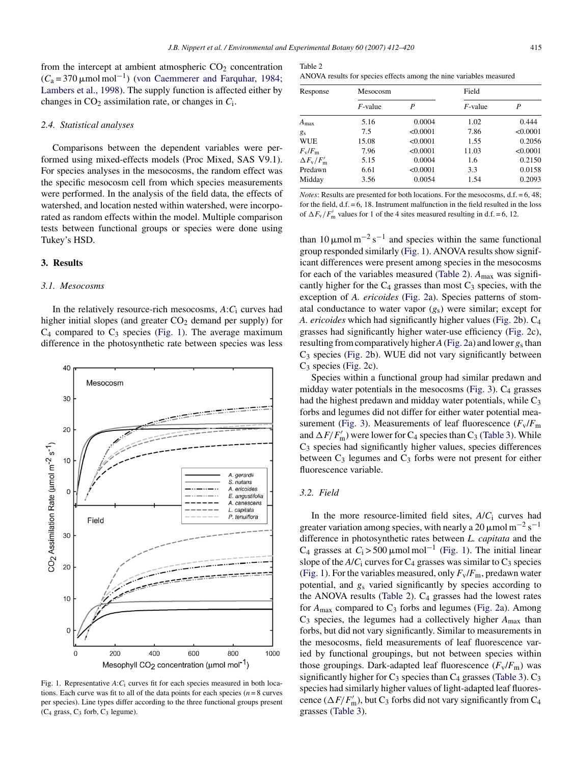from the intercept at ambient atmospheric $CO_2$ concentration ($C_a = 370\ \mu mol\ mol^{-1}$) (von Caemmerer and Farquhar, 1984; Lambers et al., 1998). The supply function is affected either by changes in $CO_2$ assimilation rate, or changes in $C_i$.

### 2.4. Statistical analyses

Comparisons between the dependent variables were performed using mixed-effects models (Proc Mixed, SAS V9.1). For species analyses in the mesocosms, the random effect was the specific mesocosm cell from which species measurements were performed. In the analysis of the field data, the effects of watershed, and location nested within watershed, were incorporated as random effects within the model. Multiple comparison tests between functional groups or species were done using Tukey's HSD.

## 3. Results

### 3.1. Mesocosms

In the relatively resource-rich mesocosms, $A$:$C_i$ curves had higher initial slopes (and greater $CO_2$ demand per supply) for $C_4$ compared to $C_3$ species (Fig. 1). The average maximum difference in the photosynthetic rate between species was less than $10\ \mu mol\ m^{-2}\ s^{-1}$ and species within the same functional group responded similarly (Fig. 1). ANOVA results show significant differences were present among species in the mesocosms for each of the variables measured (Table 2). $A_{max}$ was significantly higher for the $C_4$ grasses than most $C_3$ species, with the exception of *A. ericoides* (Fig. 2a). Species patterns of stomatal conductance to water vapor ($g_s$) were similar; except for *A. ericoides* which had significantly higher values (Fig. 2b). $C_4$ grasses had significantly higher water-use efficiency (Fig. 2c), resulting from comparatively higher $A$ (Fig. 2a) and lower $g_s$ than $C_3$ species (Fig. 2b). WUE did not vary significantly between $C_3$ species (Fig. 2c).

Species within a functional group had similar predawn and midday water potentials in the mesocosms (Fig. 3). $C_4$ grasses had the highest predawn and midday water potentials, while $C_3$ forbs and legumes did not differ for either water potential measurement (Fig. 3). Measurements of leaf fluorescence ($F_v/F_m$ and $\Delta F/F'_m$) were lower for $C_4$ species than $C_3$ (Table 3). While $C_3$ species had significantly higher values, species differences between $C_3$ legumes and $C_3$ forbs were not present for either fluorescence variable.

Fig. 1. Representative $A$:$C_i$ curves fit for each species measured in both locations. Each curve was fit to all of the data points for each species ($n = 8$ curves per species). Line types differ according to the three functional groups present ($C_4$ grass, $C_3$ forb, $C_3$ legume).

Table 2
ANOVA results for species effects among the nine variables measured

| Response | Mesocosm | | Field | |
|---|---|---|---|---|
| | $F$-value | $P$ | $F$-value | $P$ |
| $A_{max}$ | 5.16 | 0.0004 | 1.02 | 0.444 |
| $g_s$ | 7.5 | <0.0001 | 7.86 | <0.0001 |
| WUE | 15.08 | <0.0001 | 1.55 | 0.2056 |
| $F_v/F_m$ | 7.96 | <0.0001 | 11.03 | <0.0001 |
| $\Delta F_v/F'_m$ | 5.15 | 0.0004 | 1.6 | 0.2150 |
| Predawn | 6.61 | <0.0001 | 3.3 | 0.0158 |
| Midday | 3.56 | 0.0054 | 1.54 | 0.2093 |

*Notes*: Results are presented for both locations. For the mesocosms, d.f. = 6, 48; for the field, d.f. = 6, 18. Instrument malfunction in the field resulted in the loss of $\Delta F_v/F'_m$ values for 1 of the 4 sites measured resulting in d.f. = 6, 12.

### 3.2. Field

In the more resource-limited field sites, $A/C_i$ curves had greater variation among species, with nearly a $20\ \mu mol\ m^{-2}\ s^{-1}$ difference in photosynthetic rates between *L. capitata* and the $C_4$ grasses at $C_i > 500\ \mu mol\ mol^{-1}$ (Fig. 1). The initial linear slope of the $A/C_i$ curves for $C_4$ grasses was similar to $C_3$ species (Fig. 1). For the variables measured, only $F_v/F_m$, predawn water potential, and $g_s$ varied significantly by species according to the ANOVA results (Table 2). $C_4$ grasses had the lowest rates for $A_{max}$ compared to $C_3$ forbs and legumes (Fig. 2a). Among $C_3$ species, the legumes had a collectively higher $A_{max}$ than forbs, but did not vary significantly. Similar to measurements in the mesocosms, field measurements of leaf fluorescence varied by functional groupings, but not between species within those groupings. Dark-adapted leaf fluorescence ($F_v/F_m$) was significantly higher for $C_3$ species than $C_4$ grasses (Table 3). $C_3$ species had similarly higher values of light-adapted leaf fluorescence ($\Delta F/F'_m$), but $C_3$ forbs did not vary significantly from $C_4$ grasses (Table 3).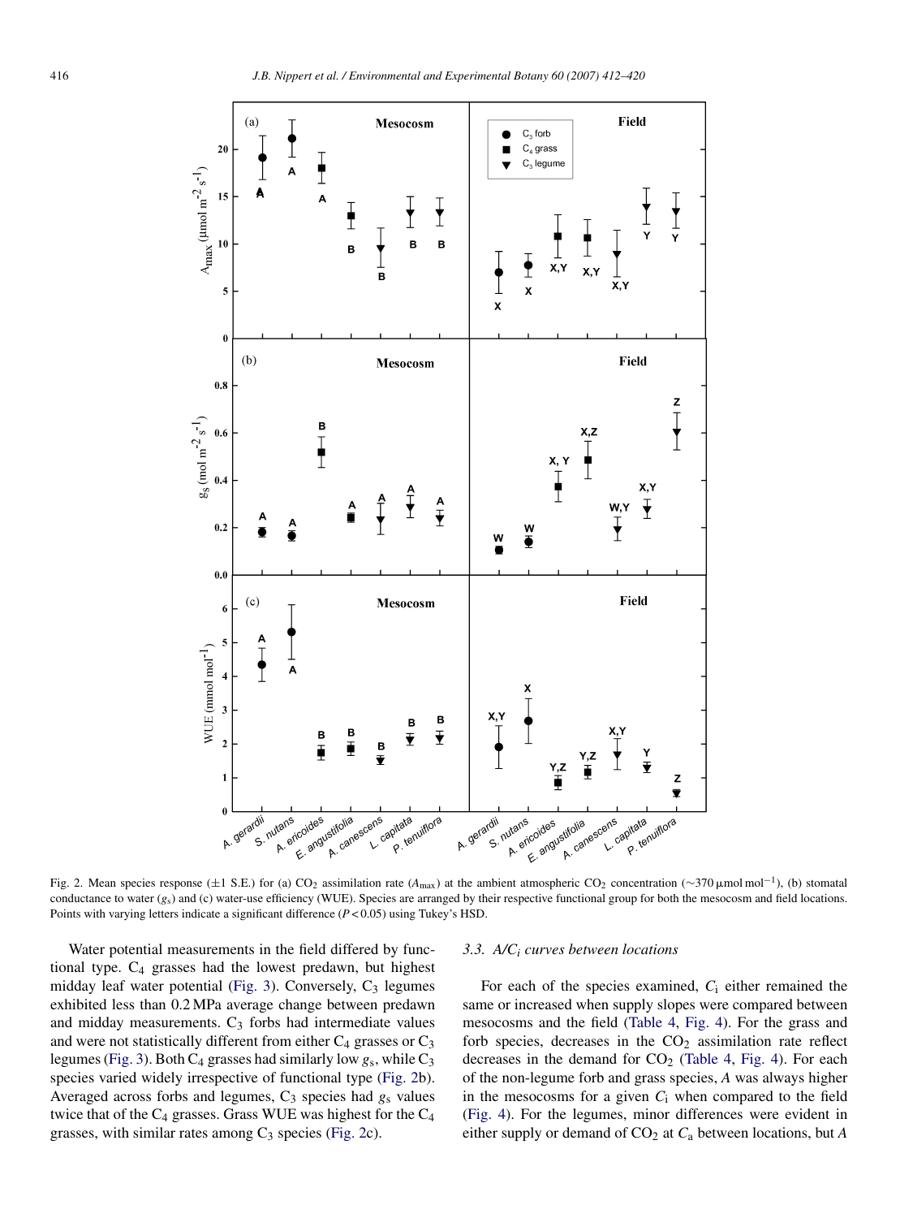Fig. 2. Mean species response (±1 S.E.) for (a) $CO_2$ assimilation rate ($A_{max}$) at the ambient atmospheric $CO_2$ concentration (~370 μmol mol$^{-1}$), (b) stomatal conductance to water ($g_s$) and (c) water-use efficiency (WUE). Species are arranged by their respective functional group for both the mesocosm and field locations. Points with varying letters indicate a significant difference ($P < 0.05$) using Tukey's HSD.

Water potential measurements in the field differed by functional type. $C_4$ grasses had the lowest predawn, but highest midday leaf water potential (Fig. 3). Conversely, $C_3$ legumes exhibited less than 0.2 MPa average change between predawn and midday measurements. $C_3$ forbs had intermediate values and were not statistically different from either $C_4$ grasses or $C_3$ legumes (Fig. 3). Both $C_4$ grasses had similarly low $g_s$, while $C_3$ species varied widely irrespective of functional type (Fig. 2b). Averaged across forbs and legumes, $C_3$ species had $g_s$ values twice that of the $C_4$ grasses. Grass WUE was highest for the $C_4$ grasses, with similar rates among $C_3$ species (Fig. 2c).

### 3.3. $A/C_i$ curves between locations

For each of the species examined, $C_i$ either remained the same or increased when supply slopes were compared between mesocosms and the field (Table 4, Fig. 4). For the grass and forb species, decreases in the $CO_2$ assimilation rate reflect decreases in the demand for $CO_2$ (Table 4, Fig. 4). For each of the non-legume forb and grass species, $A$ was always higher in the mesocosms for a given $C_i$ when compared to the field (Fig. 4). For the legumes, minor differences were evident in either supply or demand of $CO_2$ at $C_a$ between locations, but $A$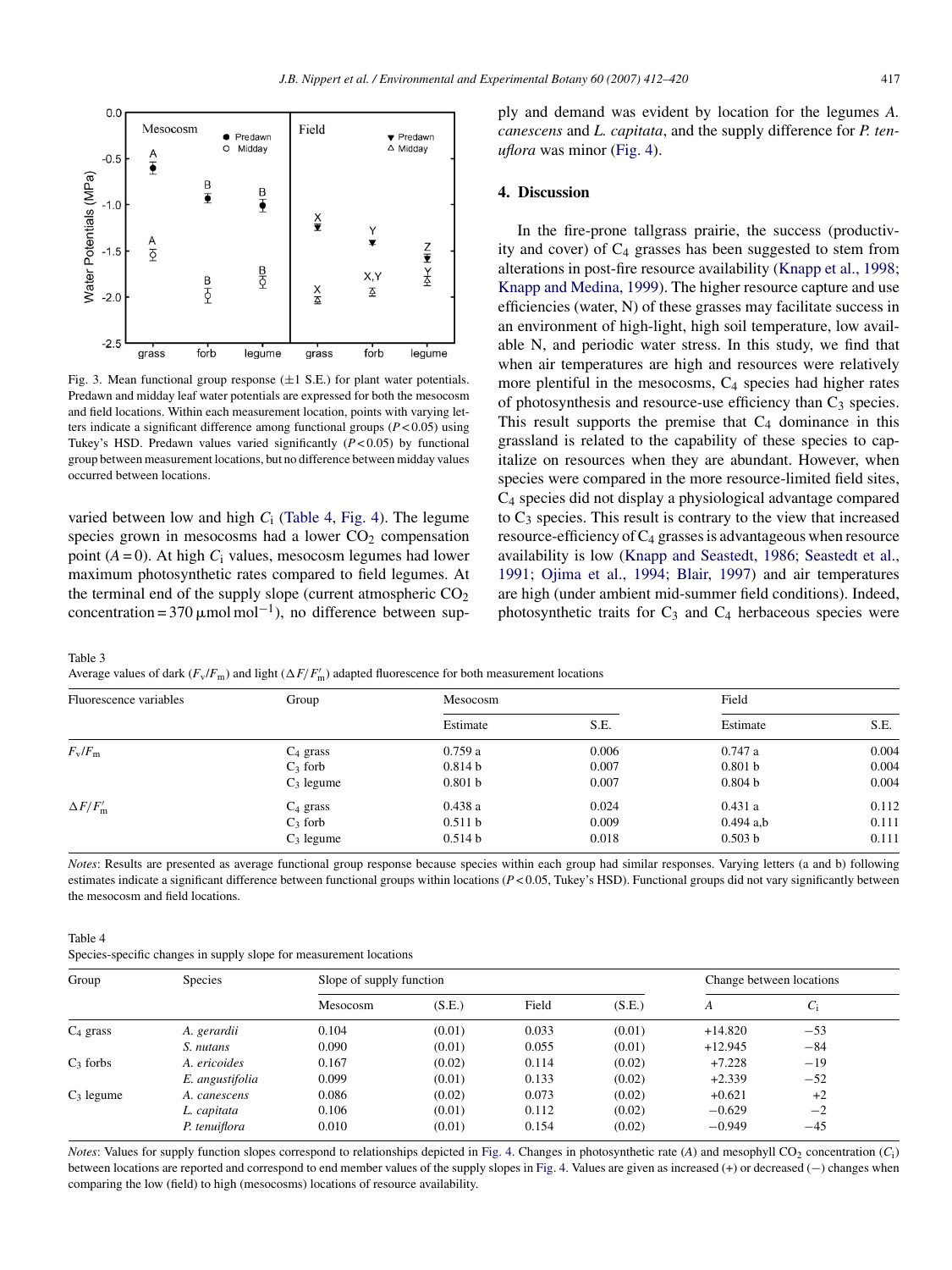Fig. 3. Mean functional group response (±1 S.E.) for plant water potentials. Predawn and midday leaf water potentials are expressed for both the mesocosm and field locations. Within each measurement location, points with varying letters indicate a significant difference among functional groups ($P < 0.05$) using Tukey's HSD. Predawn values varied significantly ($P < 0.05$) by functional group between measurement locations, but no difference between midday values occurred between locations.

varied between low and high $C_i$ (Table 4, Fig. 4). The legume species grown in mesocosms had a lower $CO_2$ compensation point ($A = 0$). At high $C_i$ values, mesocosm legumes had lower maximum photosynthetic rates compared to field legumes. At the terminal end of the supply slope (current atmospheric $CO_2$ concentration = 370 μmol mol$^{-1}$), no difference between supply and demand was evident by location for the legumes *A. canescens* and *L. capitata*, and the supply difference for *P. tenuiflora* was minor (Fig. 4).

## 4. Discussion

In the fire-prone tallgrass prairie, the success (productivity and cover) of $C_4$ grasses has been suggested to stem from alterations in post-fire resource availability (Knapp et al., 1998; Knapp and Medina, 1999). The higher resource capture and use efficiencies (water, N) of these grasses may facilitate success in an environment of high-light, high soil temperature, low available N, and periodic water stress. In this study, we find that when air temperatures are high and resources were relatively more plentiful in the mesocosms, $C_4$ species had higher rates of photosynthesis and resource-use efficiency than $C_3$ species. This result supports the premise that $C_4$ dominance in this grassland is related to the capability of these species to capitalize on resources when they are abundant. However, when species were compared in the more resource-limited field sites, $C_4$ species did not display a physiological advantage compared to $C_3$ species. This result is contrary to the view that increased resource-efficiency of $C_4$ grasses is advantageous when resource availability is low (Knapp and Seastedt, 1986; Seastedt et al., 1991; Ojima et al., 1994; Blair, 1997) and air temperatures are high (under ambient mid-summer field conditions). Indeed, photosynthetic traits for $C_3$ and $C_4$ herbaceous species were

Table 3
Average values of dark ($F_v/F_m$) and light ($\Delta F/F'_m$) adapted fluorescence for both measurement locations

| Fluorescence variables | Group | Mesocosm | | Field | |
|---|---|---|---|---|---|
| | | Estimate | S.E. | Estimate | S.E. |
| $F_v/F_m$ | $C_4$ grass | 0.759 a | 0.006 | 0.747 a | 0.004 |
| | $C_3$ forb | 0.814 b | 0.007 | 0.801 b | 0.004 |
| | $C_3$ legume | 0.801 b | 0.007 | 0.804 b | 0.004 |
| $\Delta F/F'_m$ | $C_4$ grass | 0.438 a | 0.024 | 0.431 a | 0.112 |
| | $C_3$ forb | 0.511 b | 0.009 | 0.494 a,b | 0.111 |
| | $C_3$ legume | 0.514 b | 0.018 | 0.503 b | 0.111 |

*Notes*: Results are presented as average functional group response because species within each group had similar responses. Varying letters (a and b) following estimates indicate a significant difference between functional groups within locations ($P < 0.05$, Tukey's HSD). Functional groups did not vary significantly between the mesocosm and field locations.

Table 4
Species-specific changes in supply slope for measurement locations

| Group | Species | Slope of supply function | | | | Change between locations | |
|---|---|---|---|---|---|---|---|
| | | Mesocosm | (S.E.) | Field | (S.E.) | $A$ | $C_i$ |
| $C_4$ grass | *A. gerardii* | 0.104 | (0.01) | 0.033 | (0.01) | +14.820 | −53 |
| | *S. nutans* | 0.090 | (0.01) | 0.055 | (0.01) | +12.945 | −84 |
| $C_3$ forbs | *A. ericoides* | 0.167 | (0.02) | 0.114 | (0.02) | +7.228 | −19 |
| | *E. angustifolia* | 0.099 | (0.01) | 0.133 | (0.02) | +2.339 | −52 |
| $C_3$ legume | *A. canescens* | 0.086 | (0.02) | 0.073 | (0.02) | +0.621 | +2 |
| | *L. capitata* | 0.106 | (0.01) | 0.112 | (0.02) | −0.629 | −2 |
| | *P. tenuiflora* | 0.010 | (0.01) | 0.154 | (0.02) | −0.949 | −45 |

*Notes*: Values for supply function slopes correspond to relationships depicted in Fig. 4. Changes in photosynthetic rate ($A$) and mesophyll $CO_2$ concentration ($C_i$) between locations are reported and correspond to end member values of the supply slopes in Fig. 4. Values are given as increased (+) or decreased (−) changes when comparing the low (field) to high (mesocosms) locations of resource availability.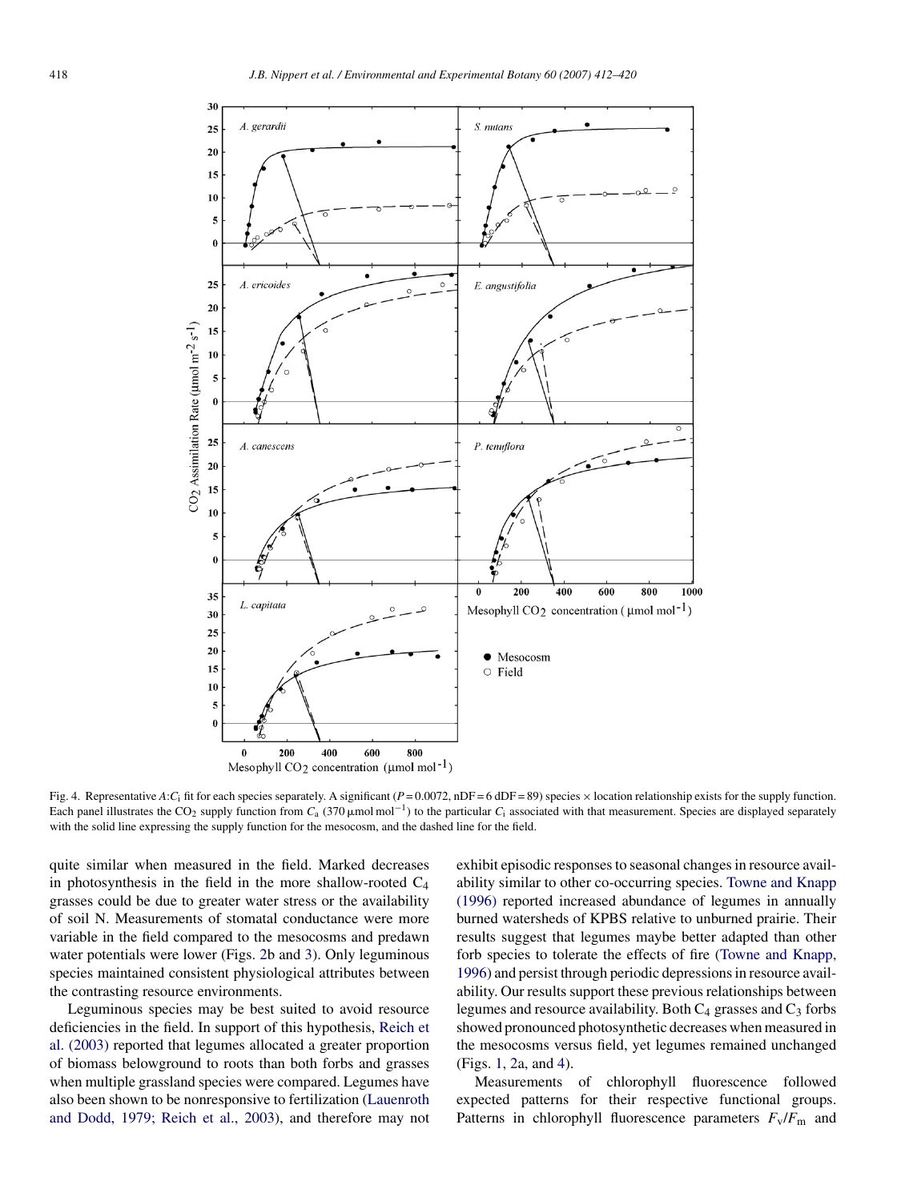Fig. 4. Representative $A$:$C_i$ fit for each species separately. A significant ($P = 0.0072$, nDF = 6 dDF = 89) species × location relationship exists for the supply function. Each panel illustrates the $CO_2$ supply function from $C_a$ (370 μmol mol$^{-1}$) to the particular $C_i$ associated with that measurement. Species are displayed separately with the solid line expressing the supply function for the mesocosm, and the dashed line for the field.

quite similar when measured in the field. Marked decreases in photosynthesis in the field in the more shallow-rooted $C_4$ grasses could be due to greater water stress or the availability of soil N. Measurements of stomatal conductance were more variable in the field compared to the mesocosms and predawn water potentials were lower (Figs. 2b and 3). Only leguminous species maintained consistent physiological attributes between the contrasting resource environments.

Leguminous species may be best suited to avoid resource deficiencies in the field. In support of this hypothesis, Reich et al. (2003) reported that legumes allocated a greater proportion of biomass belowground to roots than both forbs and grasses when multiple grassland species were compared. Legumes have also been shown to be nonresponsive to fertilization (Lauenroth and Dodd, 1979; Reich et al., 2003), and therefore may not exhibit episodic responses to seasonal changes in resource availability similar to other co-occurring species. Towne and Knapp (1996) reported increased abundance of legumes in annually burned watersheds of KPBS relative to unburned prairie. Their results suggest that legumes maybe better adapted than other forb species to tolerate the effects of fire (Towne and Knapp, 1996) and persist through periodic depressions in resource availability. Our results support these previous relationships between legumes and resource availability. Both $C_4$ grasses and $C_3$ forbs showed pronounced photosynthetic decreases when measured in the mesocosms versus field, yet legumes remained unchanged (Figs. 1, 2a, and 4).

Measurements of chlorophyll fluorescence followed expected patterns for their respective functional groups. Patterns in chlorophyll fluorescence parameters $F_v/F_m$ and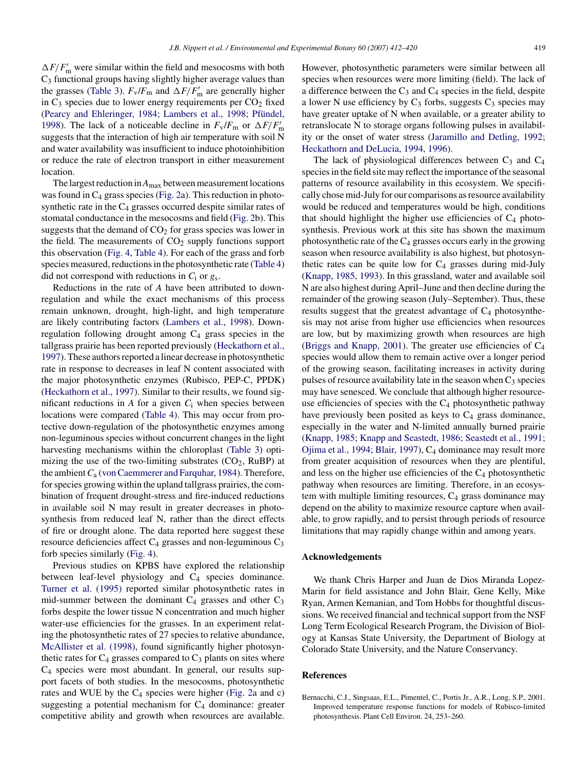$\Delta F/F'_m$ were similar within the field and mesocosms with both $C_3$ functional groups having slightly higher average values than the grasses (Table 3). $F_v/F_m$ and $\Delta F/F'_m$ are generally higher in $C_3$ species due to lower energy requirements per $CO_2$ fixed (Pearcy and Ehleringer, 1984; Lambers et al., 1998; Pfündel, 1998). The lack of a noticeable decline in $F_v/F_m$ or $\Delta F/F'_m$ suggests that the interaction of high air temperature with soil N and water availability was insufficient to induce photoinhibition or reduce the rate of electron transport in either measurement location.

The largest reduction in $A_{max}$ between measurement locations was found in $C_4$ grass species (Fig. 2a). This reduction in photosynthetic rate in the $C_4$ grasses occurred despite similar rates of stomatal conductance in the mesocosms and field (Fig. 2b). This suggests that the demand of $CO_2$ for grass species was lower in the field. The measurements of $CO_2$ supply functions support this observation (Fig. 4, Table 4). For each of the grass and forb species measured, reductions in the photosynthetic rate (Table 4) did not correspond with reductions in $C_i$ or $g_s$.

Reductions in the rate of $A$ have been attributed to down-regulation and while the exact mechanisms of this process remain unknown, drought, high-light, and high temperature are likely contributing factors (Lambers et al., 1998). Down-regulation following drought among $C_4$ grass species in the tallgrass prairie has been reported previously (Heckathorn et al., 1997). These authors reported a linear decrease in photosynthetic rate in response to decreases in leaf N content associated with the major photosynthetic enzymes (Rubisco, PEP-C, PPDK) (Heckathorn et al., 1997). Similar to their results, we found significant reductions in $A$ for a given $C_i$ when species between locations were compared (Table 4). This may occur from protective down-regulation of the photosynthetic enzymes among non-leguminous species without concurrent changes in the light harvesting mechanisms within the chloroplast (Table 3) optimizing the use of the two-limiting substrates ($CO_2$, RuBP) at the ambient $C_a$ (von Caemmerer and Farquhar, 1984). Therefore, for species growing within the upland tallgrass prairies, the combination of frequent drought-stress and fire-induced reductions in available soil N may result in greater decreases in photosynthesis from reduced leaf N, rather than the direct effects of fire or drought alone. The data reported here suggest these resource deficiencies affect $C_4$ grasses and non-leguminous $C_3$ forb species similarly (Fig. 4).

Previous studies on KPBS have explored the relationship between leaf-level physiology and $C_4$ species dominance. Turner et al. (1995) reported similar photosynthetic rates in mid-summer between the dominant $C_4$ grasses and other $C_3$ forbs despite the lower tissue N concentration and much higher water-use efficiencies for the grasses. In an experiment relating the photosynthetic rates of 27 species to relative abundance, McAllister et al. (1998), found significantly higher photosynthetic rates for $C_4$ grasses compared to $C_3$ plants on sites where $C_4$ species were most abundant. In general, our results support facets of both studies. In the mesocosms, photosynthetic rates and WUE by the $C_4$ species were higher (Fig. 2a and c) suggesting a potential mechanism for $C_4$ dominance: greater competitive ability and growth when resources are available. However, photosynthetic parameters were similar between all species when resources were more limiting (field). The lack of a difference between the $C_3$ and $C_4$ species in the field, despite a lower N use efficiency by $C_3$ forbs, suggests $C_3$ species may have greater uptake of N when available, or a greater ability to retranslocate N to storage organs following pulses in availability or the onset of water stress (Jaramillo and Detling, 1992; Heckathorn and DeLucia, 1994, 1996).

The lack of physiological differences between $C_3$ and $C_4$ species in the field site may reflect the importance of the seasonal patterns of resource availability in this ecosystem. We specifically chose mid-July for our comparisons as resource availability would be reduced and temperatures would be high, conditions that should highlight the higher use efficiencies of $C_4$ photosynthesis. Previous work at this site has shown the maximum photosynthetic rate of the $C_4$ grasses occurs early in the growing season when resource availability is also highest, but photosynthetic rates can be quite low for $C_4$ grasses during mid-July (Knapp, 1985, 1993). In this grassland, water and available soil N are also highest during April–June and then decline during the remainder of the growing season (July–September). Thus, these results suggest that the greatest advantage of $C_4$ photosynthesis may not arise from higher use efficiencies when resources are low, but by maximizing growth when resources are high (Briggs and Knapp, 2001). The greater use efficiencies of $C_4$ species would allow them to remain active over a longer period of the growing season, facilitating increases in activity during pulses of resource availability late in the season when $C_3$ species may have senesced. We conclude that although higher resource-use efficiencies of species with the $C_4$ photosynthetic pathway have previously been posited as keys to $C_4$ grass dominance, especially in the water and N-limited annually burned prairie (Knapp, 1985; Knapp and Seastedt, 1986; Seastedt et al., 1991; Ojima et al., 1994; Blair, 1997), $C_4$ dominance may result more from greater acquisition of resources when they are plentiful, and less on the higher use efficiencies of the $C_4$ photosynthetic pathway when resources are limiting. Therefore, in an ecosystem with multiple limiting resources, $C_4$ grass dominance may depend on the ability to maximize resource capture when available, to grow rapidly, and to persist through periods of resource limitations that may rapidly change within and among years.

## Acknowledgements

We thank Chris Harper and Juan de Dios Miranda Lopez-Marin for field assistance and John Blair, Gene Kelly, Mike Ryan, Armen Kemanian, and Tom Hobbs for thoughtful discussions. We received financial and technical support from the NSF Long Term Ecological Research Program, the Division of Biology at Kansas State University, the Department of Biology at Colorado State University, and the Nature Conservancy.

## References

Bernacchi, C.J., Singsaas, E.L., Pimentel, C., Portis Jr., A.R., Long, S.P., 2001. Improved temperature response functions for models of Rubisco-limited photosynthesis. Plant Cell Environ. 24, 253–260.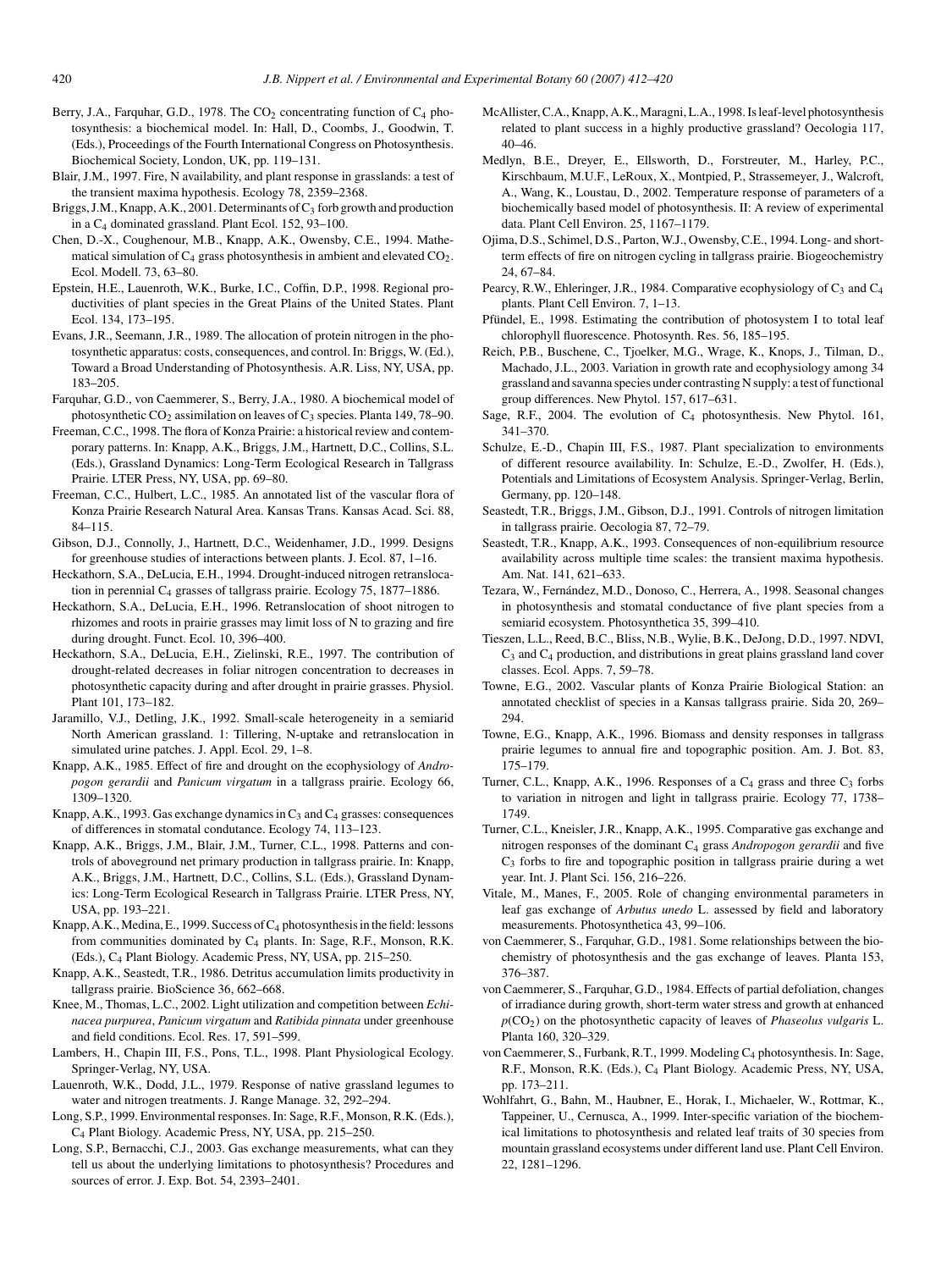Berry, J.A., Farquhar, G.D., 1978. The $CO_2$ concentrating function of $C_4$ photosynthesis: a biochemical model. In: Hall, D., Coombs, J., Goodwin, T. (Eds.), Proceedings of the Fourth International Congress on Photosynthesis. Biochemical Society, London, UK, pp. 119–131.

Blair, J.M., 1997. Fire, N availability, and plant response in grasslands: a test of the transient maxima hypothesis. Ecology 78, 2359–2368.

Briggs, J.M., Knapp, A.K., 2001. Determinants of $C_3$ forb growth and production in a $C_4$ dominated grassland. Plant Ecol. 152, 93–100.

Chen, D.-X., Coughenour, M.B., Knapp, A.K., Owensby, C.E., 1994. Mathematical simulation of $C_4$ grass photosynthesis in ambient and elevated $CO_2$. Ecol. Modell. 73, 63–80.

Epstein, H.E., Lauenroth, W.K., Burke, I.C., Coffin, D.P., 1998. Regional productivities of plant species in the Great Plains of the United States. Plant Ecol. 134, 173–195.

Evans, J.R., Seemann, J.R., 1989. The allocation of protein nitrogen in the photosynthetic apparatus: costs, consequences, and control. In: Briggs, W. (Ed.), Toward a Broad Understanding of Photosynthesis. A.R. Liss, NY, USA, pp. 183–205.

Farquhar, G.D., von Caemmerer, S., Berry, J.A., 1980. A biochemical model of photosynthetic $CO_2$ assimilation on leaves of $C_3$ species. Planta 149, 78–90.

Freeman, C.C., 1998. The flora of Konza Prairie: a historical review and contemporary patterns. In: Knapp, A.K., Briggs, J.M., Hartnett, D.C., Collins, S.L. (Eds.), Grassland Dynamics: Long-Term Ecological Research in Tallgrass Prairie. LTER Press, NY, USA, pp. 69–80.

Freeman, C.C., Hulbert, L.C., 1985. An annotated list of the vascular flora of Konza Prairie Research Natural Area. Kansas Trans. Kansas Acad. Sci. 88, 84–115.

Gibson, D.J., Connolly, J., Hartnett, D.C., Weidenhamer, J.D., 1999. Designs for greenhouse studies of interactions between plants. J. Ecol. 87, 1–16.

Heckathorn, S.A., DeLucia, E.H., 1994. Drought-induced nitrogen retranslocation in perennial $C_4$ grasses of tallgrass prairie. Ecology 75, 1877–1886.

Heckathorn, S.A., DeLucia, E.H., 1996. Retranslocation of shoot nitrogen to rhizomes and roots in prairie grasses may limit loss of N to grazing and fire during drought. Funct. Ecol. 10, 396–400.

Heckathorn, S.A., DeLucia, E.H., Zielinski, R.E., 1997. The contribution of drought-related decreases in foliar nitrogen concentration to decreases in photosynthetic capacity during and after drought in prairie grasses. Physiol. Plant 101, 173–182.

Jaramillo, V.J., Detling, J.K., 1992. Small-scale heterogeneity in a semiarid North American grassland. 1: Tillering, N-uptake and retranslocation in simulated urine patches. J. Appl. Ecol. 29, 1–8.

Knapp, A.K., 1985. Effect of fire and drought on the ecophysiology of *Andropogon gerardii* and *Panicum virgatum* in a tallgrass prairie. Ecology 66, 1309–1320.

Knapp, A.K., 1993. Gas exchange dynamics in $C_3$ and $C_4$ grasses: consequences of differences in stomatal condutance. Ecology 74, 113–123.

Knapp, A.K., Briggs, J.M., Blair, J.M., Turner, C.L., 1998. Patterns and controls of aboveground net primary production in tallgrass prairie. In: Knapp, A.K., Briggs, J.M., Hartnett, D.C., Collins, S.L. (Eds.), Grassland Dynamics: Long-Term Ecological Research in Tallgrass Prairie. LTER Press, NY, USA, pp. 193–221.

Knapp, A.K., Medina, E., 1999. Success of $C_4$ photosynthesis in the field: lessons from communities dominated by $C_4$ plants. In: Sage, R.F., Monson, R.K. (Eds.), $C_4$ Plant Biology. Academic Press, NY, USA, pp. 215–250.

Knapp, A.K., Seastedt, T.R., 1986. Detritus accumulation limits productivity in tallgrass prairie. BioScience 36, 662–668.

Knee, M., Thomas, L.C., 2002. Light utilization and competition between *Echinacea purpurea*, *Panicum virgatum* and *Ratibida pinnata* under greenhouse and field conditions. Ecol. Res. 17, 591–599.

Lambers, H., Chapin III, F.S., Pons, T.L., 1998. Plant Physiological Ecology. Springer-Verlag, NY, USA.

Lauenroth, W.K., Dodd, J.L., 1979. Response of native grassland legumes to water and nitrogen treatments. J. Range Manage. 32, 292–294.

Long, S.P., 1999. Environmental responses. In: Sage, R.F., Monson, R.K. (Eds.), $C_4$ Plant Biology. Academic Press, NY, USA, pp. 215–250.

Long, S.P., Bernacchi, C.J., 2003. Gas exchange measurements, what can they tell us about the underlying limitations to photosynthesis? Procedures and sources of error. J. Exp. Bot. 54, 2393–2401.

McAllister, C.A., Knapp, A.K., Maragni, L.A., 1998. Is leaf-level photosynthesis related to plant success in a highly productive grassland? Oecologia 117, 40–46.

Medlyn, B.E., Dreyer, E., Ellsworth, D., Forstreuter, M., Harley, P.C., Kirschbaum, M.U.F., LeRoux, X., Montpied, P., Strassemeyer, J., Walcroft, A., Wang, K., Loustau, D., 2002. Temperature response of parameters of a biochemically based model of photosynthesis. II: A review of experimental data. Plant Cell Environ. 25, 1167–1179.

Ojima, D.S., Schimel, D.S., Parton, W.J., Owensby, C.E., 1994. Long- and short-term effects of fire on nitrogen cycling in tallgrass prairie. Biogeochemistry 24, 67–84.

Pearcy, R.W., Ehleringer, J.R., 1984. Comparative ecophysiology of $C_3$ and $C_4$ plants. Plant Cell Environ. 7, 1–13.

Pfündel, E., 1998. Estimating the contribution of photosystem I to total leaf chlorophyll fluorescence. Photosynth. Res. 56, 185–195.

Reich, P.B., Buschene, C., Tjoelker, M.G., Wrage, K., Knops, J., Tilman, D., Machado, J.L., 2003. Variation in growth rate and ecophysiology among 34 grassland and savanna species under contrasting N supply: a test of functional group differences. New Phytol. 157, 617–631.

Sage, R.F., 2004. The evolution of $C_4$ photosynthesis. New Phytol. 161, 341–370.

Schulze, E.-D., Chapin III, F.S., 1987. Plant specialization to environments of different resource availability. In: Schulze, E.-D., Zwolfer, H. (Eds.), Potentials and Limitations of Ecosystem Analysis. Springer-Verlag, Berlin, Germany, pp. 120–148.

Seastedt, T.R., Briggs, J.M., Gibson, D.J., 1991. Controls of nitrogen limitation in tallgrass prairie. Oecologia 87, 72–79.

Seastedt, T.R., Knapp, A.K., 1993. Consequences of non-equilibrium resource availability across multiple time scales: the transient maxima hypothesis. Am. Nat. 141, 621–633.

Tezara, W., Fernández, M.D., Donoso, C., Herrera, A., 1998. Seasonal changes in photosynthesis and stomatal conductance of five plant species from a semiarid ecosystem. Photosynthetica 35, 399–410.

Tieszen, L.L., Reed, B.C., Bliss, N.B., Wylie, B.K., DeJong, D.D., 1997. NDVI, $C_3$ and $C_4$ production, and distributions in great plains grassland land cover classes. Ecol. Apps. 7, 59–78.

Towne, E.G., 2002. Vascular plants of Konza Prairie Biological Station: an annotated checklist of species in a Kansas tallgrass prairie. Sida 20, 269–294.

Towne, E.G., Knapp, A.K., 1996. Biomass and density responses in tallgrass prairie legumes to annual fire and topographic position. Am. J. Bot. 83, 175–179.

Turner, C.L., Knapp, A.K., 1996. Responses of a $C_4$ grass and three $C_3$ forbs to variation in nitrogen and light in tallgrass prairie. Ecology 77, 1738–1749.

Turner, C.L., Kneisler, J.R., Knapp, A.K., 1995. Comparative gas exchange and nitrogen responses of the dominant $C_4$ grass *Andropogon gerardii* and five $C_3$ forbs to fire and topographic position in tallgrass prairie during a wet year. Int. J. Plant Sci. 156, 216–226.

Vitale, M., Manes, F., 2005. Role of changing environmental parameters in leaf gas exchange of *Arbutus unedo* L. assessed by field and laboratory measurements. Photosynthetica 43, 99–106.

von Caemmerer, S., Farquhar, G.D., 1981. Some relationships between the biochemistry of photosynthesis and the gas exchange of leaves. Planta 153, 376–387.

von Caemmerer, S., Farquhar, G.D., 1984. Effects of partial defoliation, changes of irradiance during growth, short-term water stress and growth at enhanced $p(CO_2)$ on the photosynthetic capacity of leaves of *Phaseolus vulgaris* L. Planta 160, 320–329.

von Caemmerer, S., Furbank, R.T., 1999. Modeling $C_4$ photosynthesis. In: Sage, R.F., Monson, R.K. (Eds.), $C_4$ Plant Biology. Academic Press, NY, USA, pp. 173–211.

Wohlfahrt, G., Bahn, M., Haubner, E., Horak, I., Michaeler, W., Rottmar, K., Tappeiner, U., Cernusca, A., 1999. Inter-specific variation of the biochemical limitations to photosynthesis and related leaf traits of 30 species from mountain grassland ecosystems under different land use. Plant Cell Environ. 22, 1281–1296.